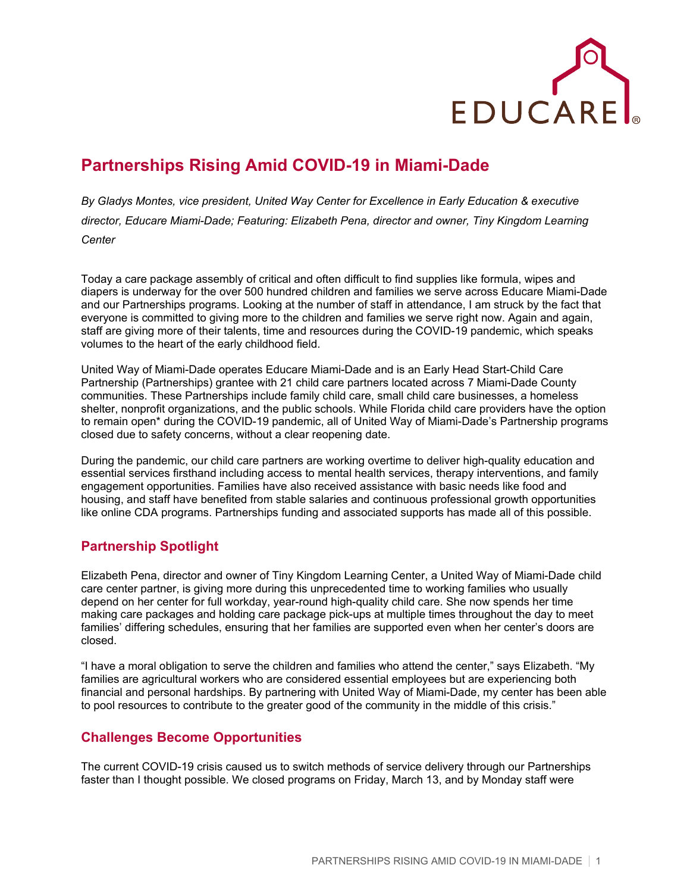# Partnerships Rising Amid COVID-19 in Miami-Dade

*By Gladys Montes, vice president, United Way Center for Excellence in Early Education & executive director, Educare Miami-Dade; Featuring: Elizabeth Pena, director and owner, Tiny Kingdom Learning Center*

Today a care package assembly of critical and often difficult to find supplies like formula, wipes and diapers is underway for the over 500 hundred children and families we serve across Educare Miami-Dade and our Partnerships programs. Looking at the number of staff in attendance, I am struck by the fact that everyone is committed to giving more to the children and families we serve right now. Again and again, staff are giving more of their talents, time and resources during the COVID-19 pandemic, which speaks volumes to the heart of the early childhood field.

United Way of Miami-Dade operates Educare Miami-Dade and is an Early Head Start-Child Care Partnership (Partnerships) grantee with 21 child care partners located across 7 Miami-Dade County communities. These Partnerships include family child care, small child care businesses, a homeless shelter, nonprofit organizations, and the public schools. While Florida child care providers have the option to remain open* during the COVID-19 pandemic, all of United Way of Miami-Dade's Partnership programs closed due to safety concerns, without a clear reopening date.

During the pandemic, our child care partners are working overtime to deliver high-quality education and essential services firsthand including access to mental health services, therapy interventions, and family engagement opportunities. Families have also received assistance with basic needs like food and housing, and staff have benefited from stable salaries and continuous professional growth opportunities like online CDA programs. Partnerships funding and associated supports has made all of this possible.

## Partnership Spotlight

Elizabeth Pena, director and owner of Tiny Kingdom Learning Center, a United Way of Miami-Dade child care center partner, is giving more during this unprecedented time to working families who usually depend on her center for full workday, year-round high-quality child care. She now spends her time making care packages and holding care package pick-ups at multiple times throughout the day to meet families' differing schedules, ensuring that her families are supported even when her center's doors are closed.

"I have a moral obligation to serve the children and families who attend the center," says Elizabeth. "My families are agricultural workers who are considered essential employees but are experiencing both financial and personal hardships. By partnering with United Way of Miami-Dade, my center has been able to pool resources to contribute to the greater good of the community in the middle of this crisis."

## Challenges Become Opportunities

The current COVID-19 crisis caused us to switch methods of service delivery through our Partnerships faster than I thought possible. We closed programs on Friday, March 13, and by Monday staff were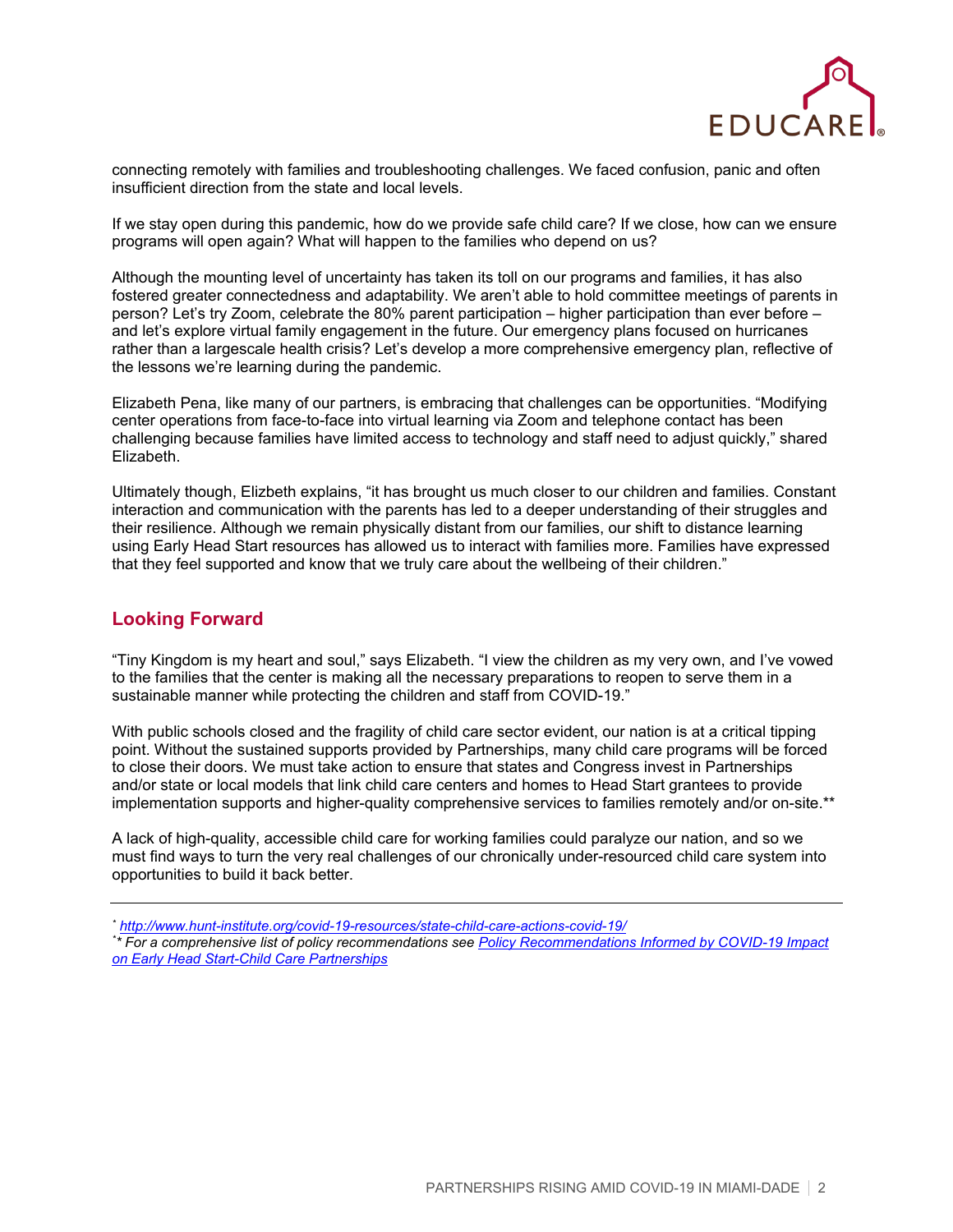connecting remotely with families and troubleshooting challenges. We faced confusion, panic and often insufficient direction from the state and local levels.

If we stay open during this pandemic, how do we provide safe child care? If we close, how can we ensure programs will open again? What will happen to the families who depend on us?

Although the mounting level of uncertainty has taken its toll on our programs and families, it has also fostered greater connectedness and adaptability. We aren't able to hold committee meetings of parents in person? Let's try Zoom, celebrate the 80% parent participation – higher participation than ever before – and let's explore virtual family engagement in the future. Our emergency plans focused on hurricanes rather than a largescale health crisis? Let's develop a more comprehensive emergency plan, reflective of the lessons we're learning during the pandemic.

Elizabeth Pena, like many of our partners, is embracing that challenges can be opportunities. "Modifying center operations from face-to-face into virtual learning via Zoom and telephone contact has been challenging because families have limited access to technology and staff need to adjust quickly," shared Elizabeth.

Ultimately though, Elizbeth explains, "it has brought us much closer to our children and families. Constant interaction and communication with the parents has led to a deeper understanding of their struggles and their resilience. Although we remain physically distant from our families, our shift to distance learning using Early Head Start resources has allowed us to interact with families more. Families have expressed that they feel supported and know that we truly care about the wellbeing of their children."

## Looking Forward

"Tiny Kingdom is my heart and soul," says Elizabeth. "I view the children as my very own, and I've vowed to the families that the center is making all the necessary preparations to reopen to serve them in a sustainable manner while protecting the children and staff from COVID-19."

With public schools closed and the fragility of child care sector evident, our nation is at a critical tipping point. Without the sustained supports provided by Partnerships, many child care programs will be forced to close their doors. We must take action to ensure that states and Congress invest in Partnerships and/or state or local models that link child care centers and homes to Head Start grantees to provide implementation supports and higher-quality comprehensive services to families remotely and/or on-site.**

A lack of high-quality, accessible child care for working families could paralyze our nation, and so we must find ways to turn the very real challenges of our chronically under-resourced child care system into opportunities to build it back better.

---

* *http://www.hunt-institute.org/covid-19-resources/state-child-care-actions-covid-19/*

** *For a comprehensive list of policy recommendations see Policy Recommendations Informed by COVID-19 Impact on Early Head Start-Child Care Partnerships*